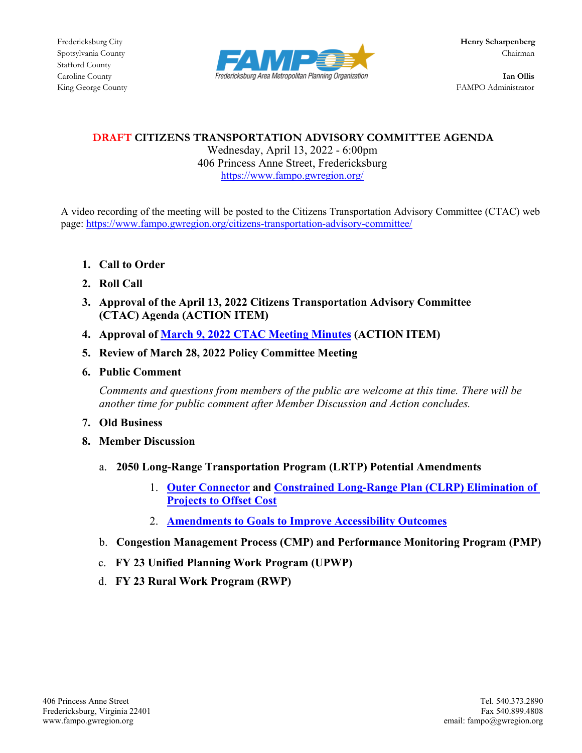Fredericksburg City
Spotsylvania County
Stafford County
Caroline County
King George County

FAMPO – Fredericksburg Area Metropolitan Planning Organization

**Henry Scharpenberg**
Chairman

**Ian Ollis**
FAMPO Administrator

# DRAFT CITIZENS TRANSPORTATION ADVISORY COMMITTEE AGENDA

Wednesday, April 13, 2022 - 6:00pm
406 Princess Anne Street, Fredericksburg
https://www.fampo.gwregion.org/

A video recording of the meeting will be posted to the Citizens Transportation Advisory Committee (CTAC) web page: https://www.fampo.gwregion.org/citizens-transportation-advisory-committee/

1. **Call to Order**
2. **Roll Call**
3. **Approval of the April 13, 2022 Citizens Transportation Advisory Committee (CTAC) Agenda (ACTION ITEM)**
4. **Approval of March 9, 2022 CTAC Meeting Minutes (ACTION ITEM)**
5. **Review of March 28, 2022 Policy Committee Meeting**
6. **Public Comment**

   *Comments and questions from members of the public are welcome at this time. There will be another time for public comment after Member Discussion and Action concludes.*

7. **Old Business**
8. **Member Discussion**

   a. **2050 Long-Range Transportation Program (LRTP) Potential Amendments**

      1. **Outer Connector and Constrained Long-Range Plan (CLRP) Elimination of Projects to Offset Cost**
      2. **Amendments to Goals to Improve Accessibility Outcomes**

   b. **Congestion Management Process (CMP) and Performance Monitoring Program (PMP)**

   c. **FY 23 Unified Planning Work Program (UPWP)**

   d. **FY 23 Rural Work Program (RWP)**

406 Princess Anne Street
Fredericksburg, Virginia 22401
www.fampo.gwregion.org

Tel. 540.373.2890
Fax 540.899.4808
email: fampo@gwregion.org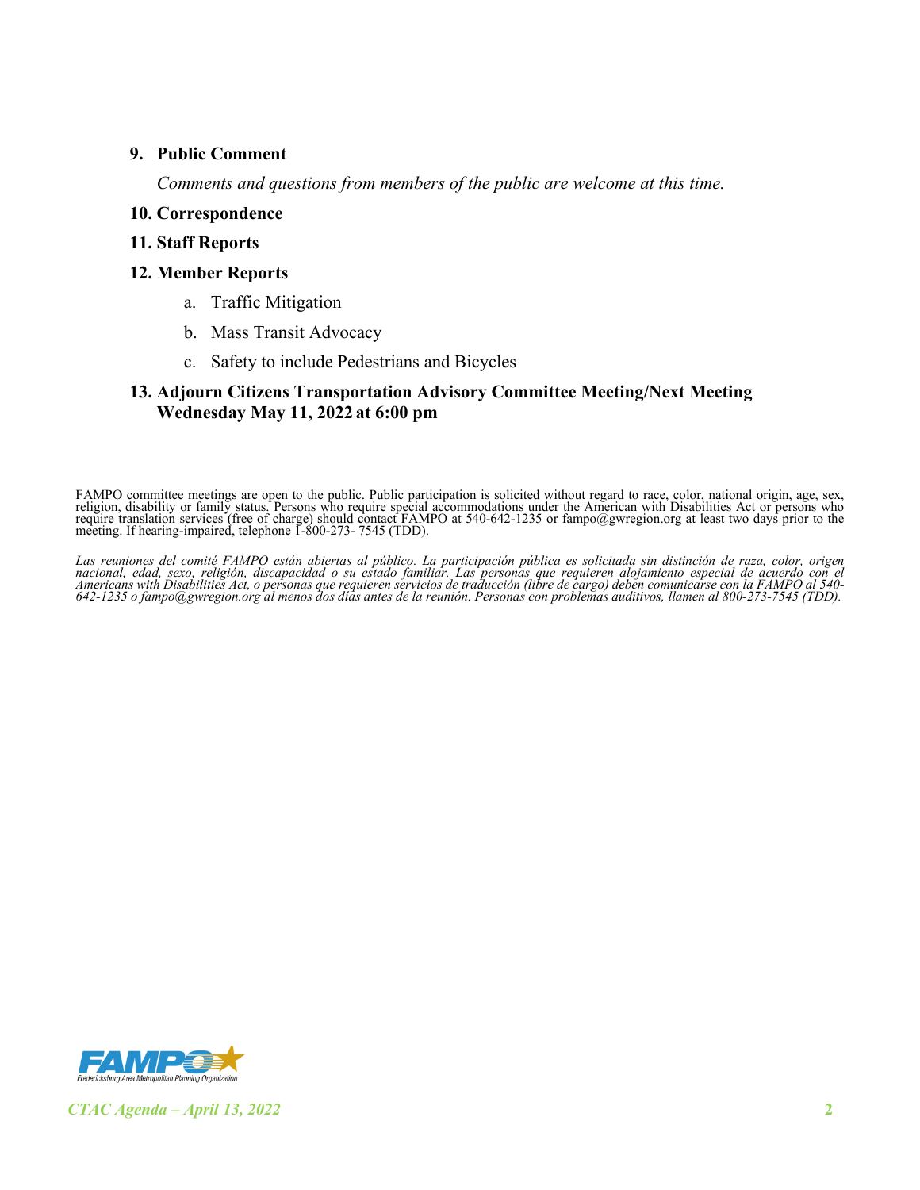**9. Public Comment**

*Comments and questions from members of the public are welcome at this time.*

**10. Correspondence**

**11. Staff Reports**

**12. Member Reports**

a. Traffic Mitigation

b. Mass Transit Advocacy

c. Safety to include Pedestrians and Bicycles

**13. Adjourn Citizens Transportation Advisory Committee Meeting/Next Meeting Wednesday May 11, 2022 at 6:00 pm**

FAMPO committee meetings are open to the public. Public participation is solicited without regard to race, color, national origin, age, sex, religion, disability or family status. Persons who require special accommodations under the American with Disabilities Act or persons who require translation services (free of charge) should contact FAMPO at 540-642-1235 or fampo@gwregion.org at least two days prior to the meeting. If hearing-impaired, telephone 1-800-273- 7545 (TDD).

*Las reuniones del comité FAMPO están abiertas al público. La participación pública es solicitada sin distinción de raza, color, origen nacional, edad, sexo, religión, discapacidad o su estado familiar. Las personas que requieren alojamiento especial de acuerdo con el Americans with Disabilities Act, o personas que requieren servicios de traducción (libre de cargo) deben comunicarse con la FAMPO al 540-642-1235 o fampo@gwregion.org al menos dos días antes de la reunión. Personas con problemas auditivos, llamen al 800-273-7545 (TDD).*